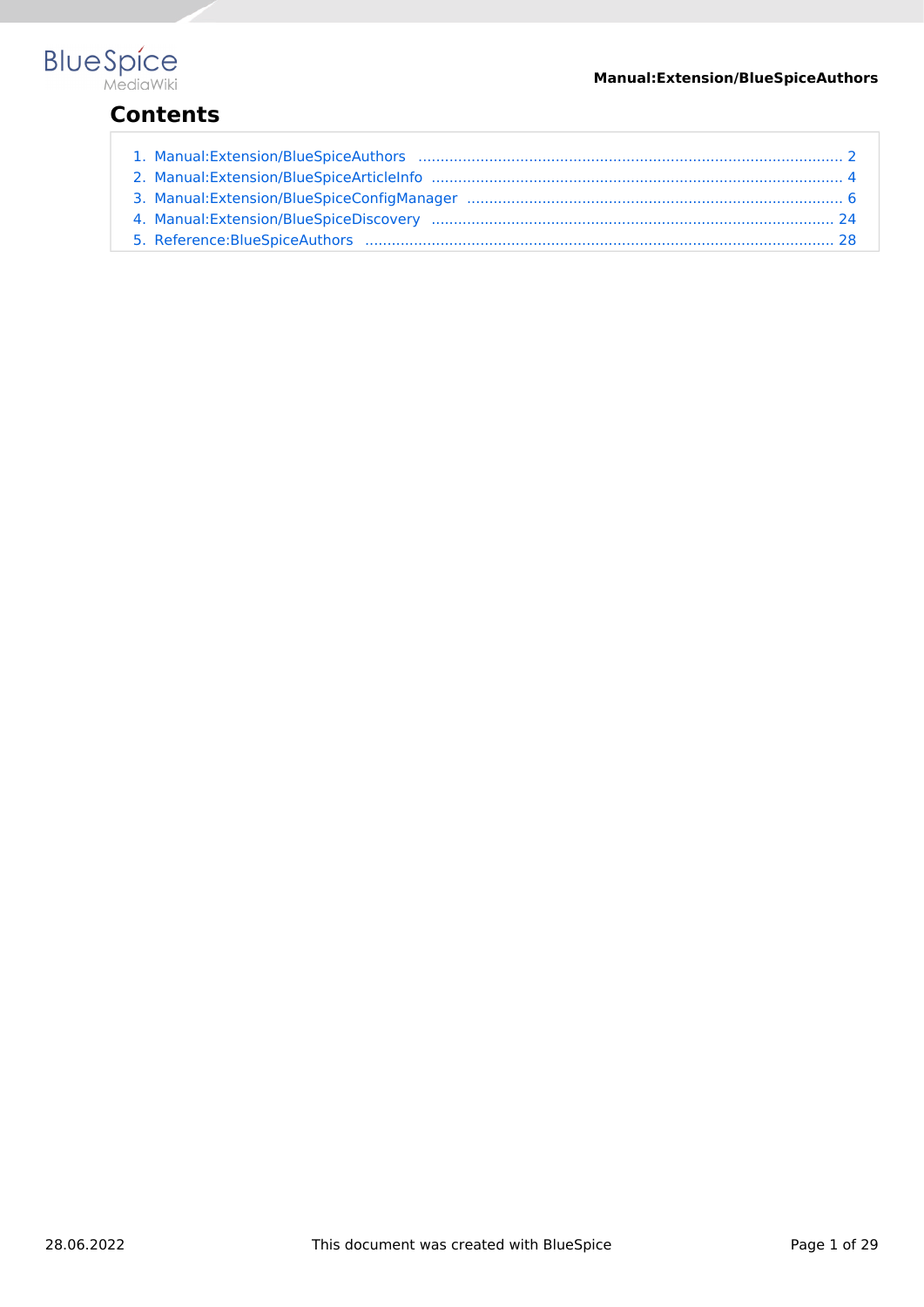# Contents

1. Manual:Extension/BlueSpiceAuthors ........ 2
2. Manual:Extension/BlueSpiceArticleInfo ........ 4
3. Manual:Extension/BlueSpiceConfigManager ........ 6
4. Manual:Extension/BlueSpiceDiscovery ........ 24
5. Reference:BlueSpiceAuthors ........ 28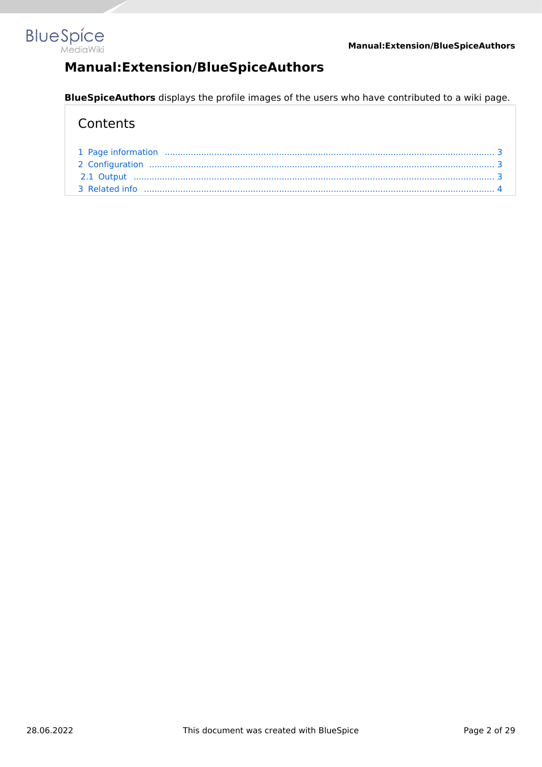# Manual:Extension/BlueSpiceAuthors

**BlueSpiceAuthors** displays the profile images of the users who have contributed to a wiki page.

## Contents

1 Page information ..................................................... 3
2 Configuration ..................................................... 3
2.1 Output ..................................................... 3
3 Related info ..................................................... 4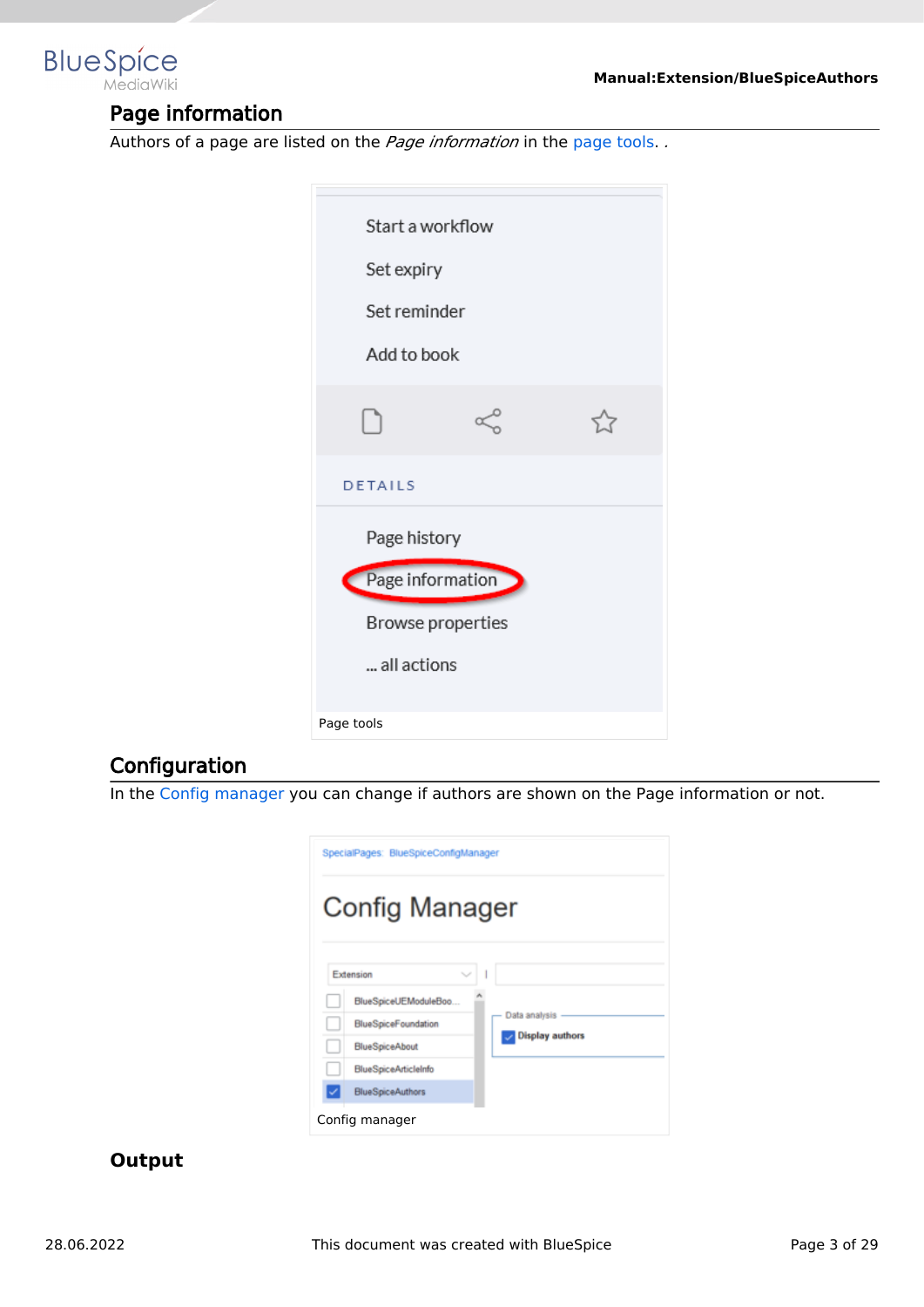## Page information

Authors of a page are listed on the *Page information* in the page tools. .

Page tools

## Configuration

In the Config manager you can change if authors are shown on the Page information or not.

Config manager

### Output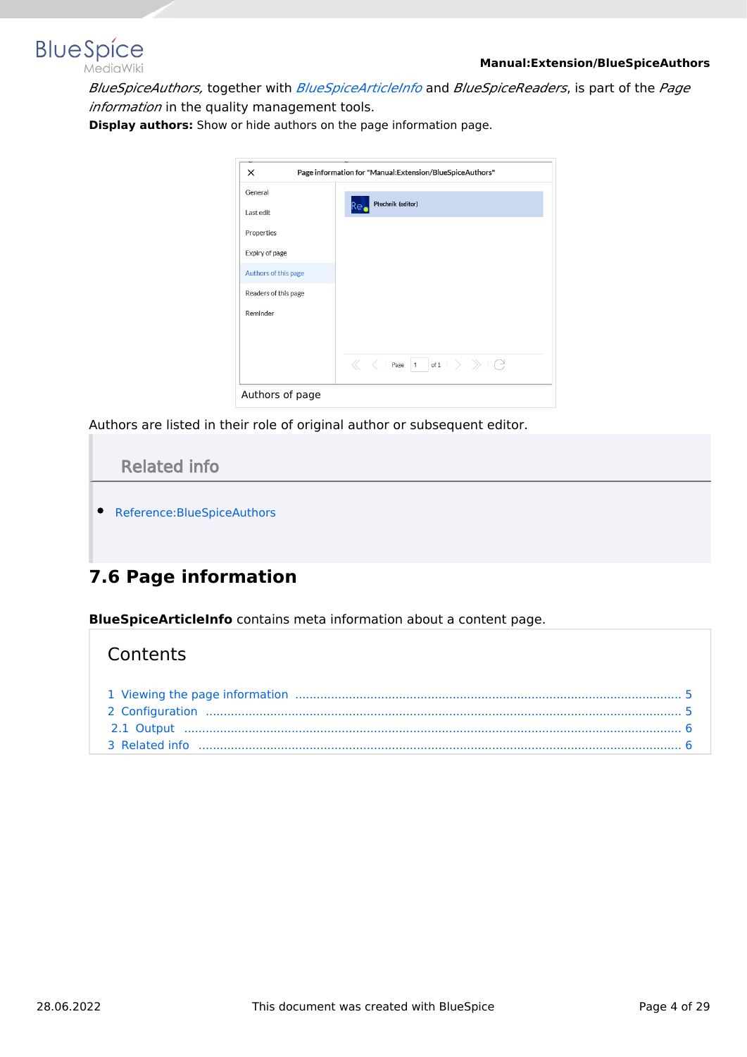*BlueSpiceAuthors,* together with *BlueSpiceArticleInfo* and *BlueSpiceReaders*, is part of the *Page information* in the quality management tools.

**Display authors:** Show or hide authors on the page information page.

Authors of page

Authors are listed in their role of original author or subsequent editor.

## Related info

- Reference:BlueSpiceAuthors

## 7.6 Page information

**BlueSpiceArticleInfo** contains meta information about a content page.

## Contents

1 Viewing the page information ..... 5
2 Configuration ..... 5
2.1 Output ..... 6
3 Related info ..... 6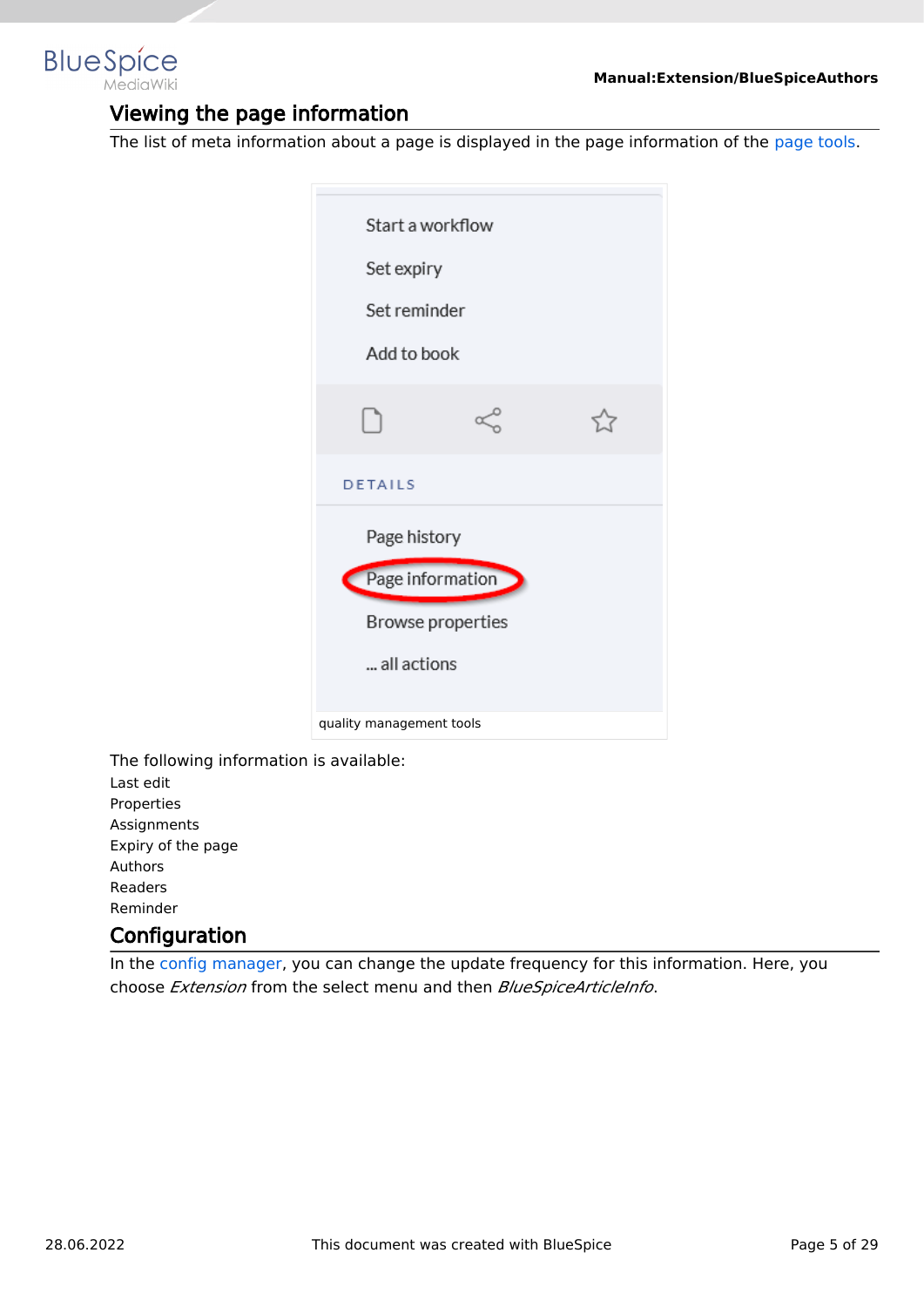## Viewing the page information

The list of meta information about a page is displayed in the page information of the page tools.

quality management tools

The following information is available:

Last edit
Properties
Assignments
Expiry of the page
Authors
Readers
Reminder

## Configuration

In the config manager, you can change the update frequency for this information. Here, you choose *Extension* from the select menu and then *BlueSpiceArticleInfo*.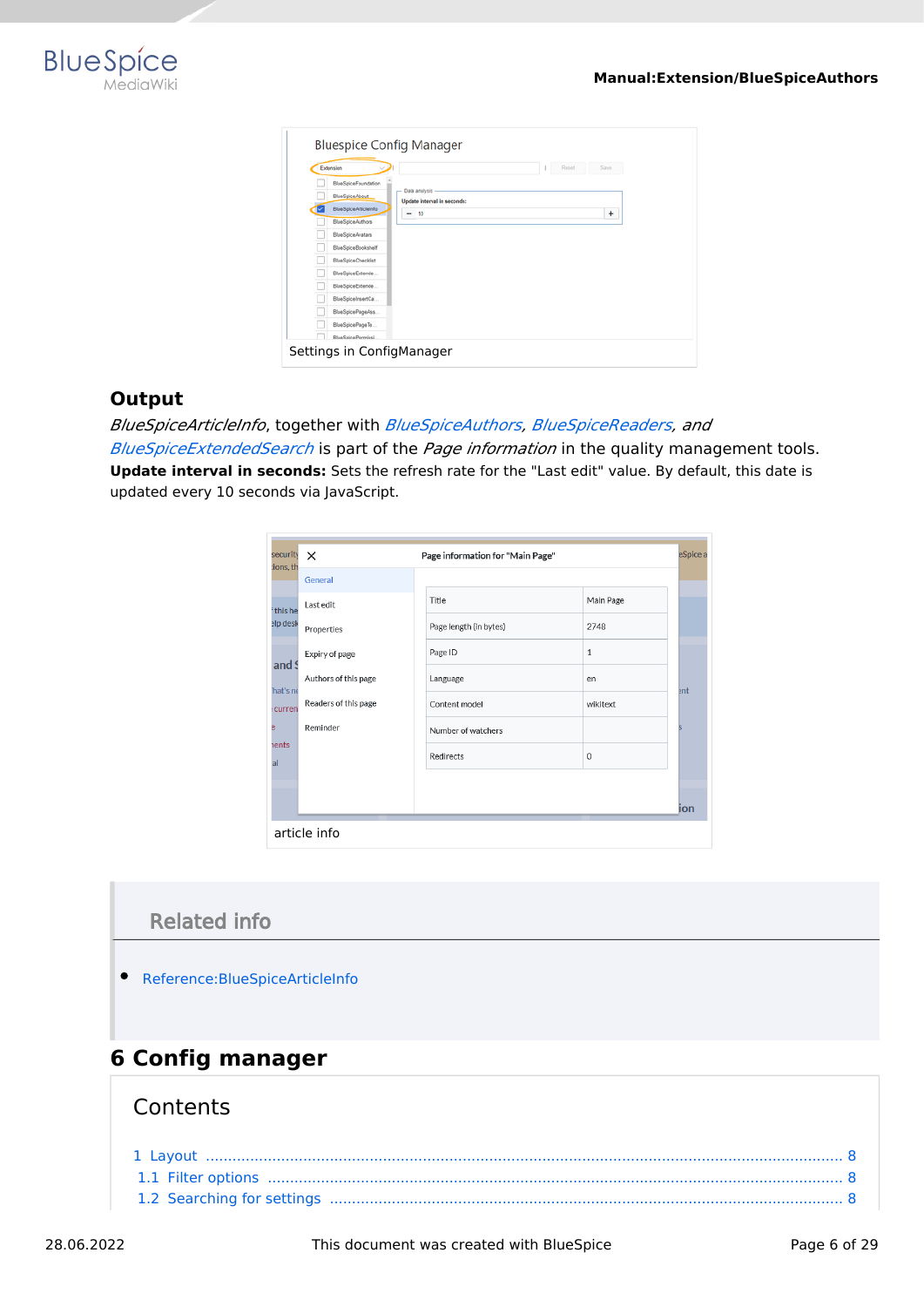Settings in ConfigManager

### Output

*BlueSpiceArticleInfo*, together with *BlueSpiceAuthors*, *BlueSpiceReaders, and BlueSpiceExtendedSearch* is part of the *Page information* in the quality management tools.

**Update interval in seconds:** Sets the refresh rate for the "Last edit" value. By default, this date is updated every 10 seconds via JavaScript.

article info

## Related info

- Reference:BlueSpiceArticleInfo

# 6 Config manager

## Contents

1 Layout ........................................................................................................ 8
1.1 Filter options ............................................................................................. 8
1.2 Searching for settings ................................................................................ 8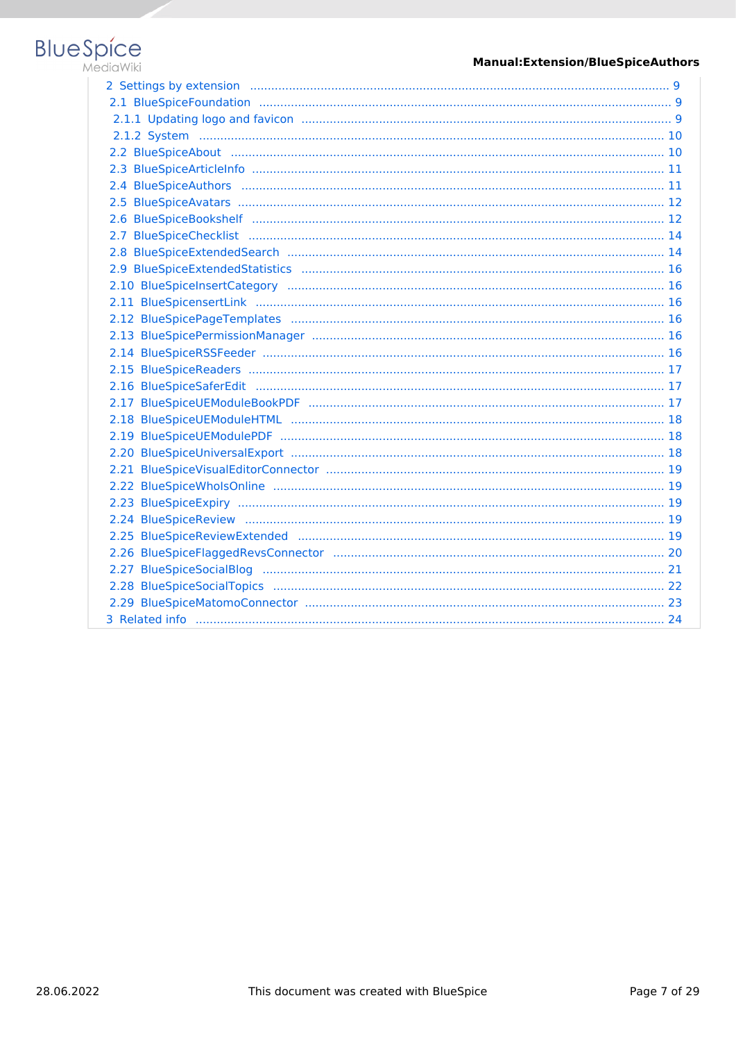- 2 Settings by extension ..... 9
  - 2.1 BlueSpiceFoundation ..... 9
    - 2.1.1 Updating logo and favicon ..... 9
    - 2.1.2 System ..... 10
  - 2.2 BlueSpiceAbout ..... 10
  - 2.3 BlueSpiceArticleInfo ..... 11
  - 2.4 BlueSpiceAuthors ..... 11
  - 2.5 BlueSpiceAvatars ..... 12
  - 2.6 BlueSpiceBookshelf ..... 12
  - 2.7 BlueSpiceChecklist ..... 14
  - 2.8 BlueSpiceExtendedSearch ..... 14
  - 2.9 BlueSpiceExtendedStatistics ..... 16
  - 2.10 BlueSpiceInsertCategory ..... 16
  - 2.11 BlueSpicensertLink ..... 16
  - 2.12 BlueSpicePageTemplates ..... 16
  - 2.13 BlueSpicePermissionManager ..... 16
  - 2.14 BlueSpiceRSSFeeder ..... 16
  - 2.15 BlueSpiceReaders ..... 17
  - 2.16 BlueSpiceSaferEdit ..... 17
  - 2.17 BlueSpiceUEModuleBookPDF ..... 17
  - 2.18 BlueSpiceUEModuleHTML ..... 18
  - 2.19 BlueSpiceUEModulePDF ..... 18
  - 2.20 BlueSpiceUniversalExport ..... 18
  - 2.21 BlueSpiceVisualEditorConnector ..... 19
  - 2.22 BlueSpiceWhoIsOnline ..... 19
  - 2.23 BlueSpiceExpiry ..... 19
  - 2.24 BlueSpiceReview ..... 19
  - 2.25 BlueSpiceReviewExtended ..... 19
  - 2.26 BlueSpiceFlaggedRevsConnector ..... 20
  - 2.27 BlueSpiceSocialBlog ..... 21
  - 2.28 BlueSpiceSocialTopics ..... 22
  - 2.29 BlueSpiceMatomoConnector ..... 23
- 3 Related info ..... 24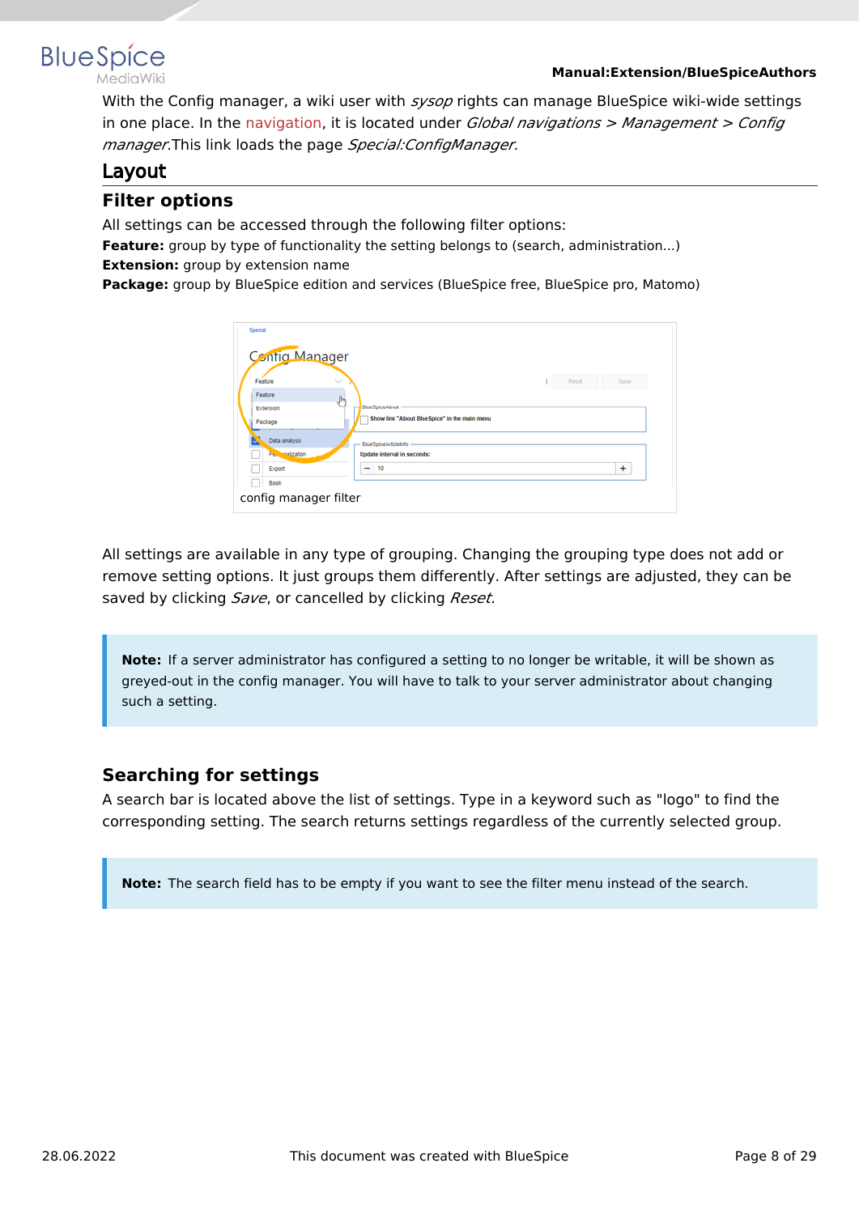With the Config manager, a wiki user with *sysop* rights can manage BlueSpice wiki-wide settings in one place. In the navigation, it is located under *Global navigations > Management > Config manager*.This link loads the page *Special:ConfigManager.*

## Layout

### Filter options

All settings can be accessed through the following filter options:

**Feature:** group by type of functionality the setting belongs to (search, administration...)
**Extension:** group by extension name
**Package:** group by BlueSpice edition and services (BlueSpice free, BlueSpice pro, Matomo)

config manager filter

All settings are available in any type of grouping. Changing the grouping type does not add or remove setting options. It just groups them differently. After settings are adjusted, they can be saved by clicking *Save*, or cancelled by clicking *Reset*.

> **Note:** If a server administrator has configured a setting to no longer be writable, it will be shown as greyed-out in the config manager. You will have to talk to your server administrator about changing such a setting.

### Searching for settings

A search bar is located above the list of settings. Type in a keyword such as "logo" to find the corresponding setting. The search returns settings regardless of the currently selected group.

> **Note:** The search field has to be empty if you want to see the filter menu instead of the search.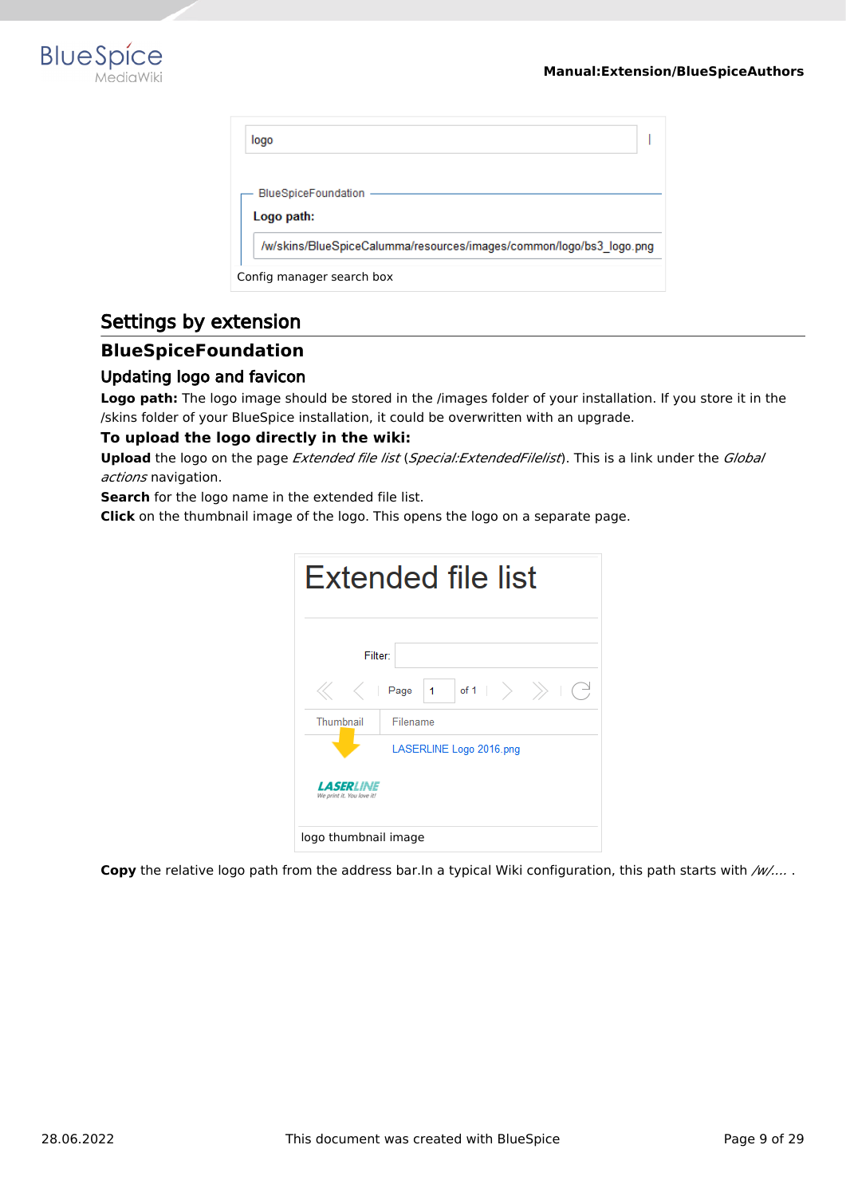Config manager search box

## Settings by extension

### BlueSpiceFoundation

#### Updating logo and favicon

**Logo path:** The logo image should be stored in the /images folder of your installation. If you store it in the /skins folder of your BlueSpice installation, it could be overwritten with an upgrade.

**To upload the logo directly in the wiki:**

**Upload** the logo on the page *Extended file list* (*Special:ExtendedFilelist*). This is a link under the *Global actions* navigation.

**Search** for the logo name in the extended file list.

**Click** on the thumbnail image of the logo. This opens the logo on a separate page.

logo thumbnail image

**Copy** the relative logo path from the address bar.In a typical Wiki configuration, this path starts with */w/...*. .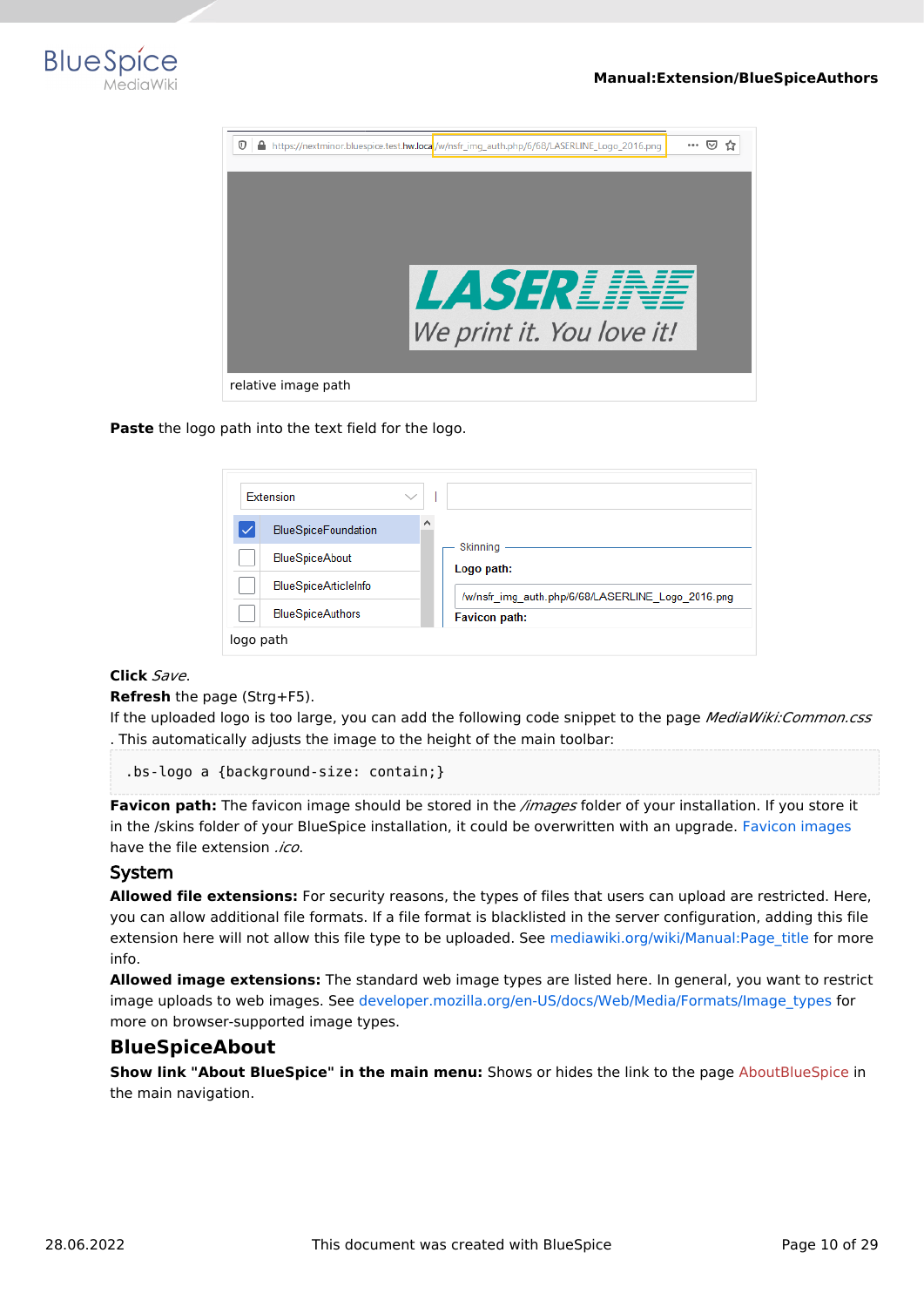relative image path

**Paste** the logo path into the text field for the logo.

logo path

**Click** *Save*.
**Refresh** the page (Strg+F5).
If the uploaded logo is too large, you can add the following code snippet to the page *MediaWiki:Common.css* . This automatically adjusts the image to the height of the main toolbar:

```
.bs-logo a {background-size: contain;}
```

**Favicon path:** The favicon image should be stored in the */images* folder of your installation. If you store it in the /skins folder of your BlueSpice installation, it could be overwritten with an upgrade. Favicon images have the file extension *.ico*.

## System

**Allowed file extensions:** For security reasons, the types of files that users can upload are restricted. Here, you can allow additional file formats. If a file format is blacklisted in the server configuration, adding this file extension here will not allow this file type to be uploaded. See mediawiki.org/wiki/Manual:Page_title for more info.
**Allowed image extensions:** The standard web image types are listed here. In general, you want to restrict image uploads to web images. See developer.mozilla.org/en-US/docs/Web/Media/Formats/Image_types for more on browser-supported image types.

# BlueSpiceAbout

**Show link "About BlueSpice" in the main menu:** Shows or hides the link to the page AboutBlueSpice in the main navigation.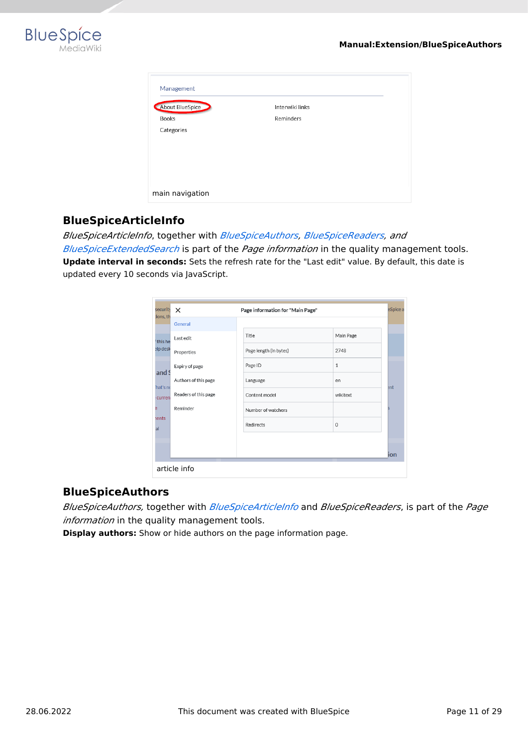main navigation

## BlueSpiceArticleInfo

*BlueSpiceArticleInfo*, together with *BlueSpiceAuthors*, *BlueSpiceReaders*, *and BlueSpiceExtendedSearch* is part of the *Page information* in the quality management tools.

**Update interval in seconds:** Sets the refresh rate for the "Last edit" value. By default, this date is updated every 10 seconds via JavaScript.

article info

## BlueSpiceAuthors

*BlueSpiceAuthors,* together with *BlueSpiceArticleInfo* and *BlueSpiceReaders*, is part of the *Page information* in the quality management tools.

**Display authors:** Show or hide authors on the page information page.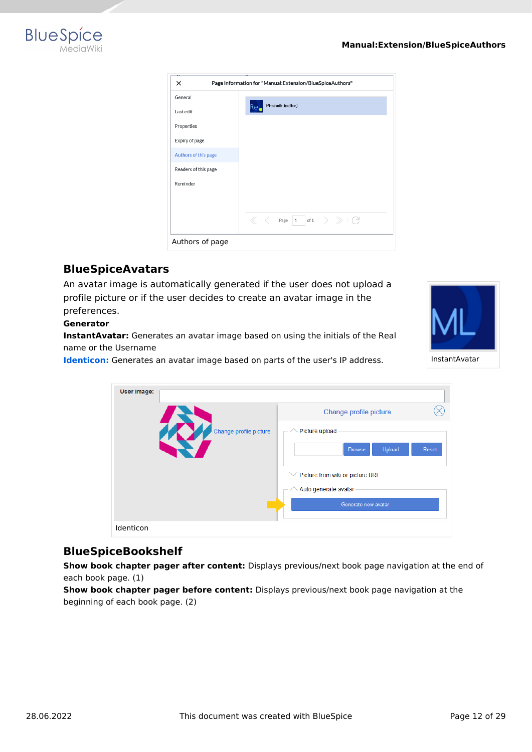Authors of page

## BlueSpiceAvatars

An avatar image is automatically generated if the user does not upload a profile picture or if the user decides to create an avatar image in the preferences.

**Generator**

**InstantAvatar:** Generates an avatar image based on using the initials of the Real name or the Username

**Identicon:** Generates an avatar image based on parts of the user's IP address.

InstantAvatar

Identicon

## BlueSpiceBookshelf

**Show book chapter pager after content:** Displays previous/next book page navigation at the end of each book page. (1)

**Show book chapter pager before content:** Displays previous/next book page navigation at the beginning of each book page. (2)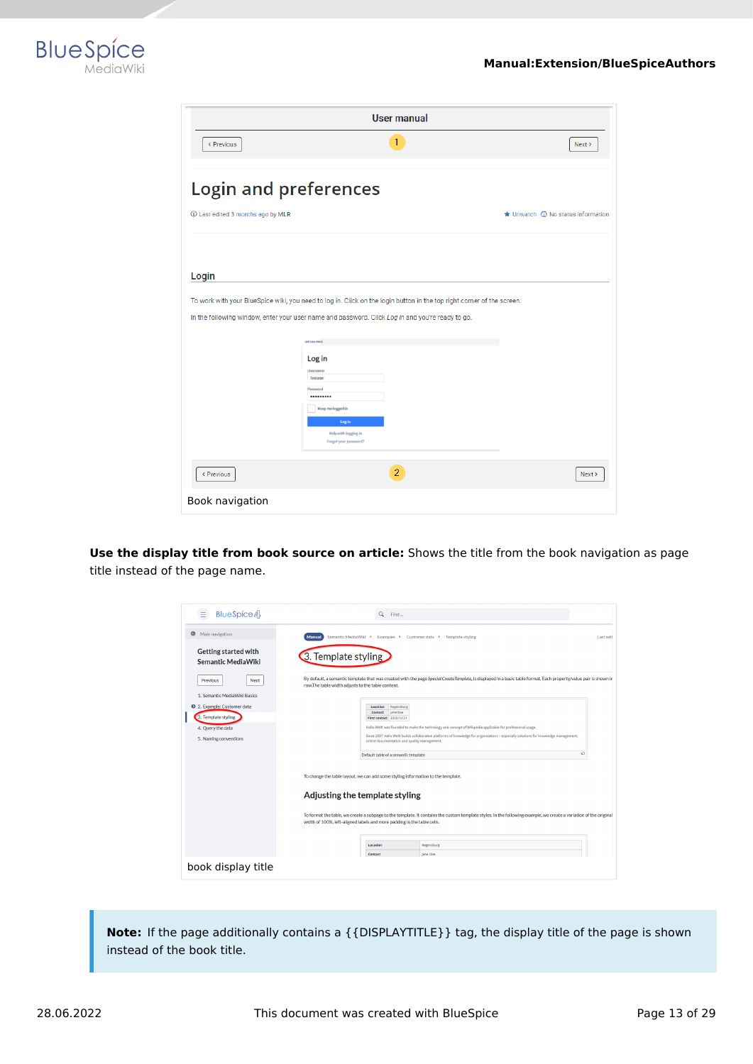Book navigation

**Use the display title from book source on article:** Shows the title from the book navigation as page title instead of the page name.

book display title

**Note:** If the page additionally contains a {{DISPLAYTITLE}} tag, the display title of the page is shown instead of the book title.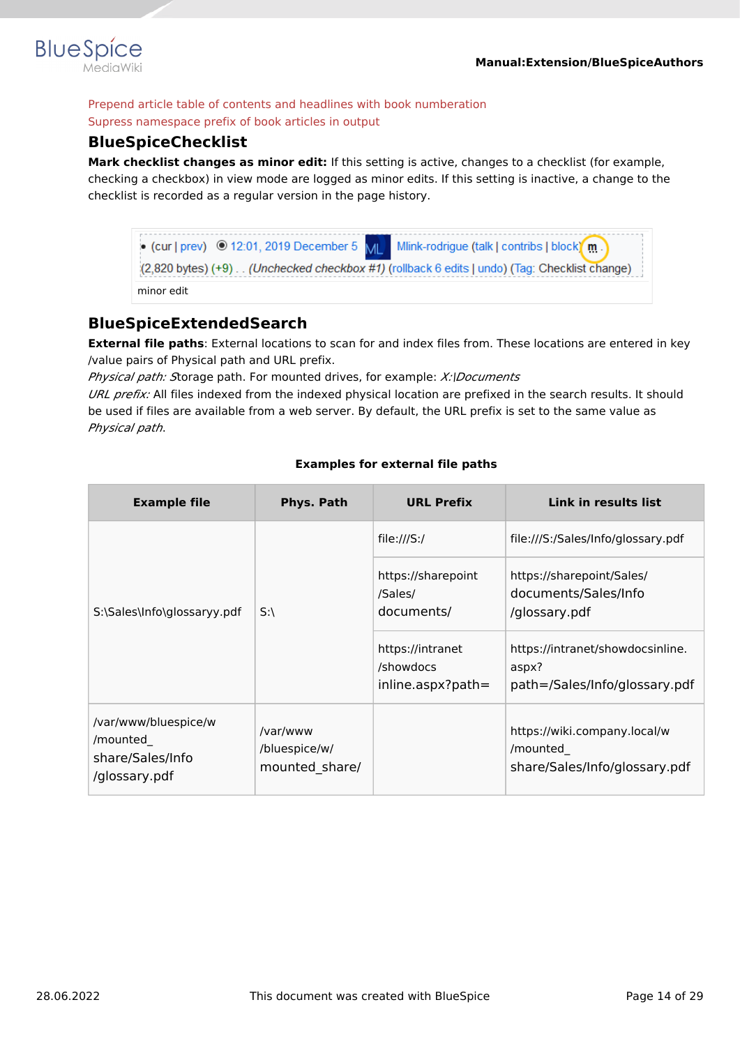Prepend article table of contents and headlines with book numberation

Supress namespace prefix of book articles in output

## BlueSpiceChecklist

**Mark checklist changes as minor edit:** If this setting is active, changes to a checklist (for example, checking a checkbox) in view mode are logged as minor edits. If this setting is inactive, a change to the checklist is recorded as a regular version in the page history.

• (cur | prev) ◉ 12:01, 2019 December 5 ML Mlink-rodrigue (talk | contribs | block) m . (2,820 bytes) (+9) . . (Unchecked checkbox #1) (rollback 6 edits | undo) (Tag: Checklist change)

minor edit

## BlueSpiceExtendedSearch

**External file paths**: External locations to scan for and index files from. These locations are entered in key /value pairs of Physical path and URL prefix.

*Physical path:* Storage path. For mounted drives, for example: *X:|Documents*

*URL prefix:* All files indexed from the indexed physical location are prefixed in the search results. It should be used if files are available from a web server. By default, the URL prefix is set to the same value as *Physical path*.

**Examples for external file paths**

| Example file | Phys. Path | URL Prefix | Link in results list |
|---|---|---|---|
| S:\Sales\Info\glossaryy.pdf | S:\ | file:///S:/ | file:///S:/Sales/Info/glossary.pdf |
| | | https://sharepoint/Sales/documents/ | https://sharepoint/Sales/documents/Sales/Info/glossary.pdf |
| | | https://intranet/showdocsinline.aspx?path= | https://intranet/showdocsinline.aspx?path=/Sales/Info/glossary.pdf |
| /var/www/bluespice/w/mounted_share/Sales/Info/glossary.pdf | /var/www/bluespice/w/mounted_share/ | | https://wiki.company.local/w/mounted_share/Sales/Info/glossary.pdf |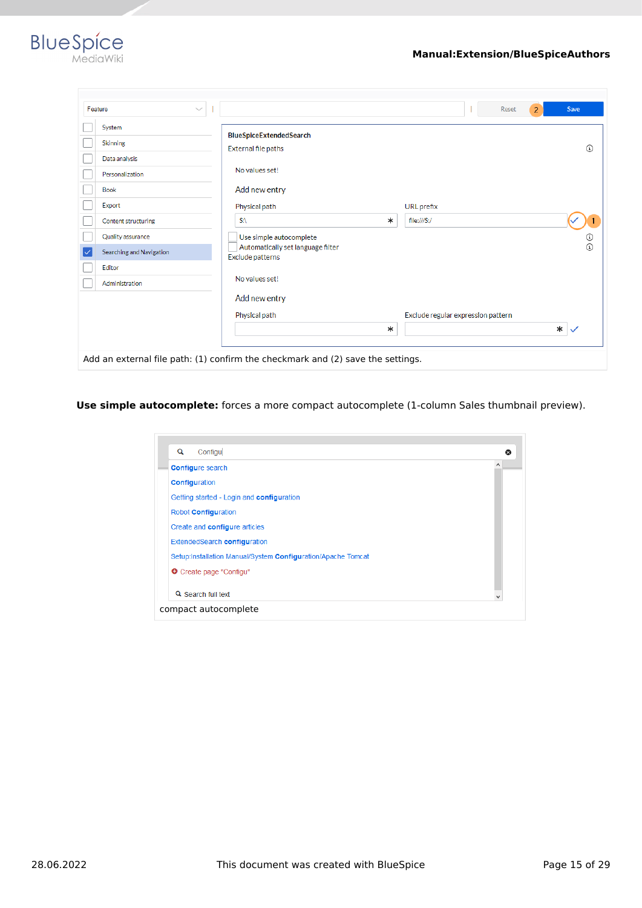Add an external file path: (1) confirm the checkmark and (2) save the settings.

**Use simple autocomplete:** forces a more compact autocomplete (1-column Sales thumbnail preview).

compact autocomplete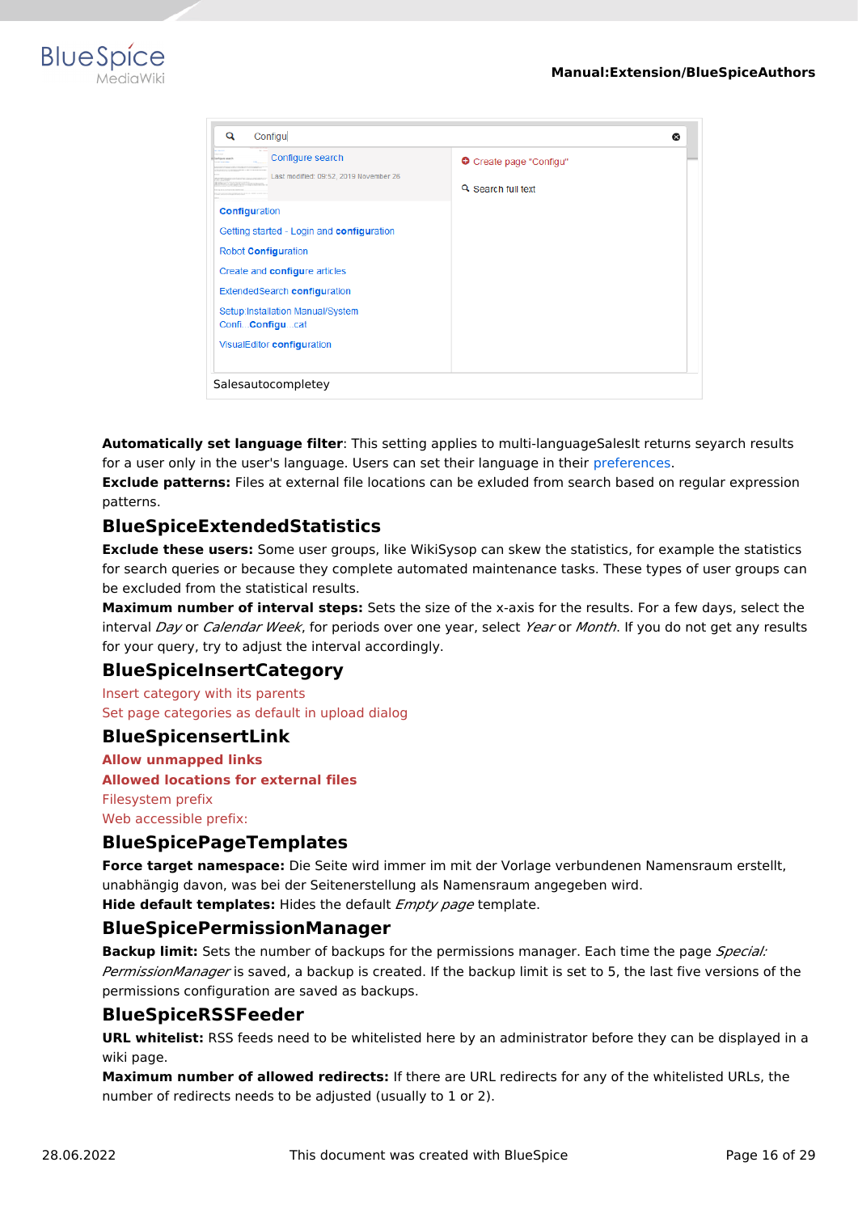Salesautocompletey

**Automatically set language filter**: This setting applies to multi-languageSalesIt returns seyarch results for a user only in the user's language. Users can set their language in their preferences.

**Exclude patterns:** Files at external file locations can be exluded from search based on regular expression patterns.

## BlueSpiceExtendedStatistics

**Exclude these users:** Some user groups, like WikiSysop can skew the statistics, for example the statistics for search queries or because they complete automated maintenance tasks. These types of user groups can be excluded from the statistical results.

**Maximum number of interval steps:** Sets the size of the x-axis for the results. For a few days, select the interval *Day* or *Calendar Week*, for periods over one year, select *Year* or *Month*. If you do not get any results for your query, try to adjust the interval accordingly.

## BlueSpiceInsertCategory

Insert category with its parents

Set page categories as default in upload dialog

## BlueSpicesertLink

**Allow unmapped links**

**Allowed locations for external files**

Filesystem prefix

Web accessible prefix:

## BlueSpicePageTemplates

**Force target namespace:** Die Seite wird immer im mit der Vorlage verbundenen Namensraum erstellt, unabhängig davon, was bei der Seitenerstellung als Namensraum angegeben wird.

**Hide default templates:** Hides the default *Empty page* template.

## BlueSpicePermissionManager

**Backup limit:** Sets the number of backups for the permissions manager. Each time the page *Special: PermissionManager* is saved, a backup is created. If the backup limit is set to 5, the last five versions of the permissions configuration are saved as backups.

## BlueSpiceRSSFeeder

**URL whitelist:** RSS feeds need to be whitelisted here by an administrator before they can be displayed in a wiki page.

**Maximum number of allowed redirects:** If there are URL redirects for any of the whitelisted URLs, the number of redirects needs to be adjusted (usually to 1 or 2).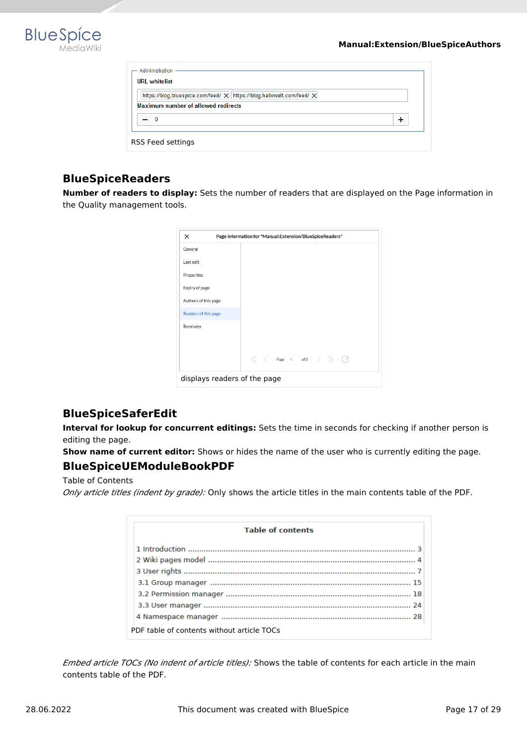RSS Feed settings

## BlueSpiceReaders

**Number of readers to display:** Sets the number of readers that are displayed on the Page information in the Quality management tools.

displays readers of the page

## BlueSpiceSaferEdit

**Interval for lookup for concurrent editings:** Sets the time in seconds for checking if another person is editing the page.

**Show name of current editor:** Shows or hides the name of the user who is currently editing the page.

## BlueSpiceUEModuleBookPDF

Table of Contents

*Only article titles (indent by grade):* Only shows the article titles in the main contents table of the PDF.

PDF table of contents without article TOCs

*Embed article TOCs (No indent of article titles):* Shows the table of contents for each article in the main contents table of the PDF.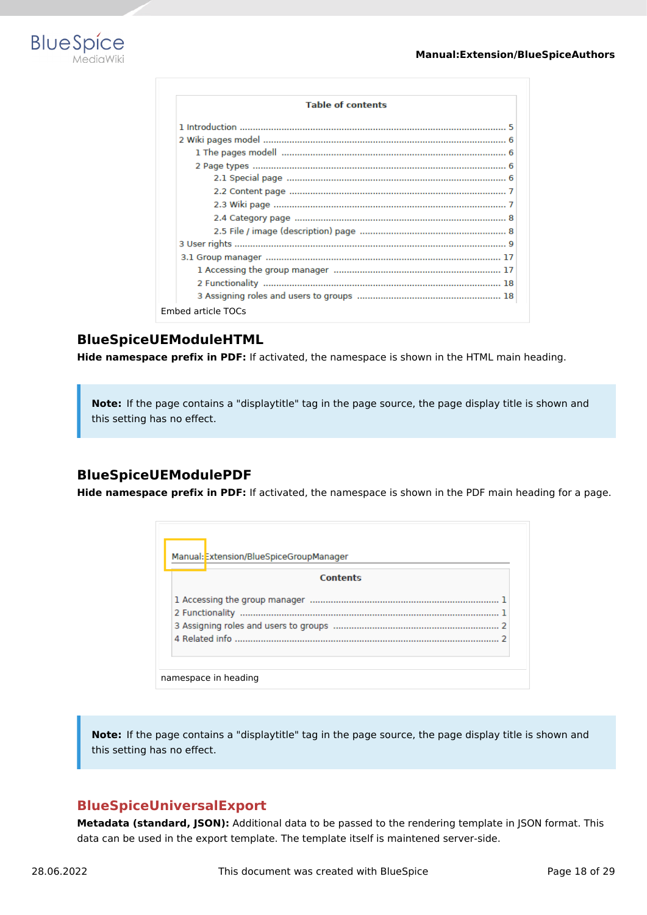Embed article TOCs

## BlueSpiceUEModuleHTML

**Hide namespace prefix in PDF:** If activated, the namespace is shown in the HTML main heading.

> **Note:** If the page contains a "displaytitle" tag in the page source, the page display title is shown and this setting has no effect.

## BlueSpiceUEModulePDF

**Hide namespace prefix in PDF:** If activated, the namespace is shown in the PDF main heading for a page.

namespace in heading

> **Note:** If the page contains a "displaytitle" tag in the page source, the page display title is shown and this setting has no effect.

## BlueSpiceUniversalExport

**Metadata (standard, JSON):** Additional data to be passed to the rendering template in JSON format. This data can be used in the export template. The template itself is maintened server-side.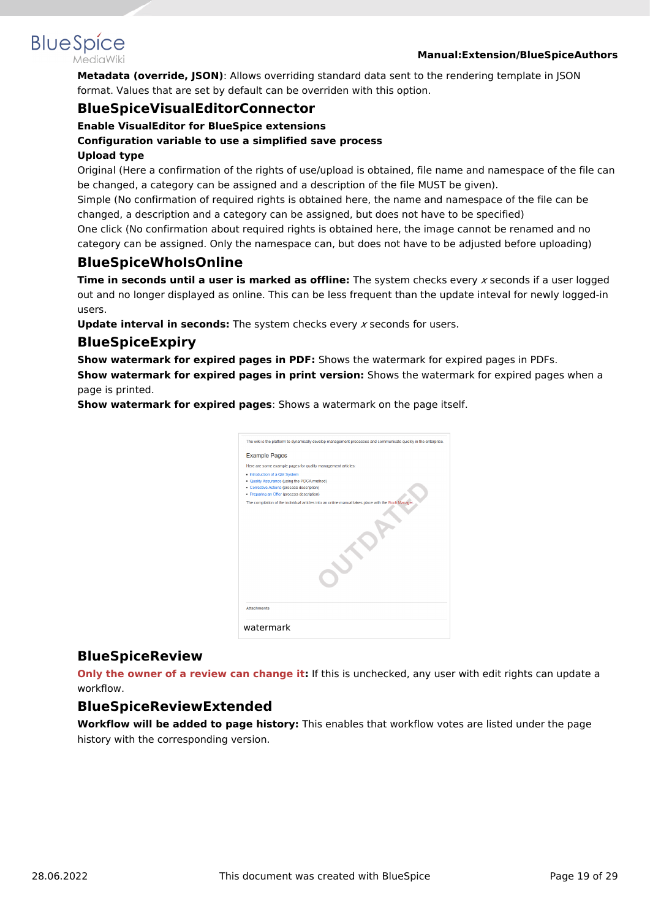**Metadata (override, JSON)**: Allows overriding standard data sent to the rendering template in JSON format. Values that are set by default can be overriden with this option.

## BlueSpiceVisualEditorConnector

**Enable VisualEditor for BlueSpice extensions**

**Configuration variable to use a simplified save process**

**Upload type**

Original (Here a confirmation of the rights of use/upload is obtained, file name and namespace of the file can be changed, a category can be assigned and a description of the file MUST be given).

Simple (No confirmation of required rights is obtained here, the name and namespace of the file can be changed, a description and a category can be assigned, but does not have to be specified)

One click (No confirmation about required rights is obtained here, the image cannot be renamed and no category can be assigned. Only the namespace can, but does not have to be adjusted before uploading)

## BlueSpiceWhoIsOnline

**Time in seconds until a user is marked as offline:** The system checks every *x* seconds if a user logged out and no longer displayed as online. This can be less frequent than the update inteval for newly logged-in users.

**Update interval in seconds:** The system checks every *x* seconds for users.

## BlueSpiceExpiry

**Show watermark for expired pages in PDF:** Shows the watermark for expired pages in PDFs.

**Show watermark for expired pages in print version:** Shows the watermark for expired pages when a page is printed.

**Show watermark for expired pages**: Shows a watermark on the page itself.

watermark

## BlueSpiceReview

**Only the owner of a review can change it:** If this is unchecked, any user with edit rights can update a workflow.

## BlueSpiceReviewExtended

**Workflow will be added to page history:** This enables that workflow votes are listed under the page history with the corresponding version.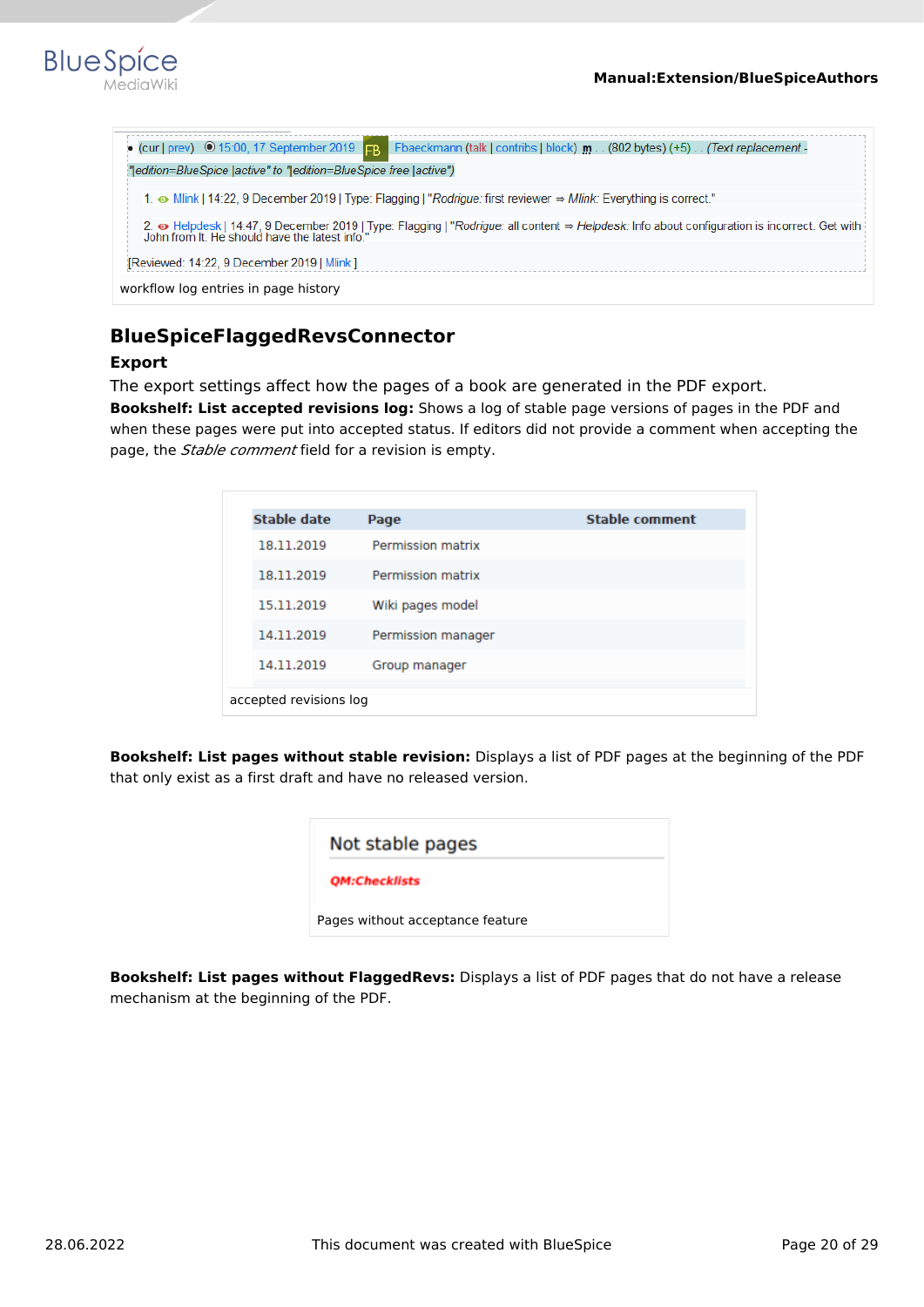• (cur | prev) ⦿ 15:00, 17 September 2019 FB Fbaeckmann (talk | contribs | block) m . . (802 bytes) (+5) . . (Text replacement - "|edition=BlueSpice |active" to "|edition=BlueSpice free |active")

1. Mlink | 14:22, 9 December 2019 | Type: Flagging | "Rodrigue: first reviewer ⇒ Mlink: Everything is correct."
2. Helpdesk | 14:47, 9 December 2019 | Type: Flagging | "Rodrigue: all content ⇒ Helpdesk: Info about configuration is incorrect. Get with John from It. He should have the latest info."

[Reviewed: 14:22, 9 December 2019 | Mlink ]

workflow log entries in page history

## BlueSpiceFlaggedRevsConnector

### Export

The export settings affect how the pages of a book are generated in the PDF export.

**Bookshelf: List accepted revisions log:** Shows a log of stable page versions of pages in the PDF and when these pages were put into accepted status. If editors did not provide a comment when accepting the page, the *Stable comment* field for a revision is empty.

| Stable date | Page | Stable comment |
|---|---|---|
| 18.11.2019 | Permission matrix | |
| 18.11.2019 | Permission matrix | |
| 15.11.2019 | Wiki pages model | |
| 14.11.2019 | Permission manager | |
| 14.11.2019 | Group manager | |

accepted revisions log

**Bookshelf: List pages without stable revision:** Displays a list of PDF pages at the beginning of the PDF that only exist as a first draft and have no released version.

Not stable pages

QM:Checklists

Pages without acceptance feature

**Bookshelf: List pages without FlaggedRevs:** Displays a list of PDF pages that do not have a release mechanism at the beginning of the PDF.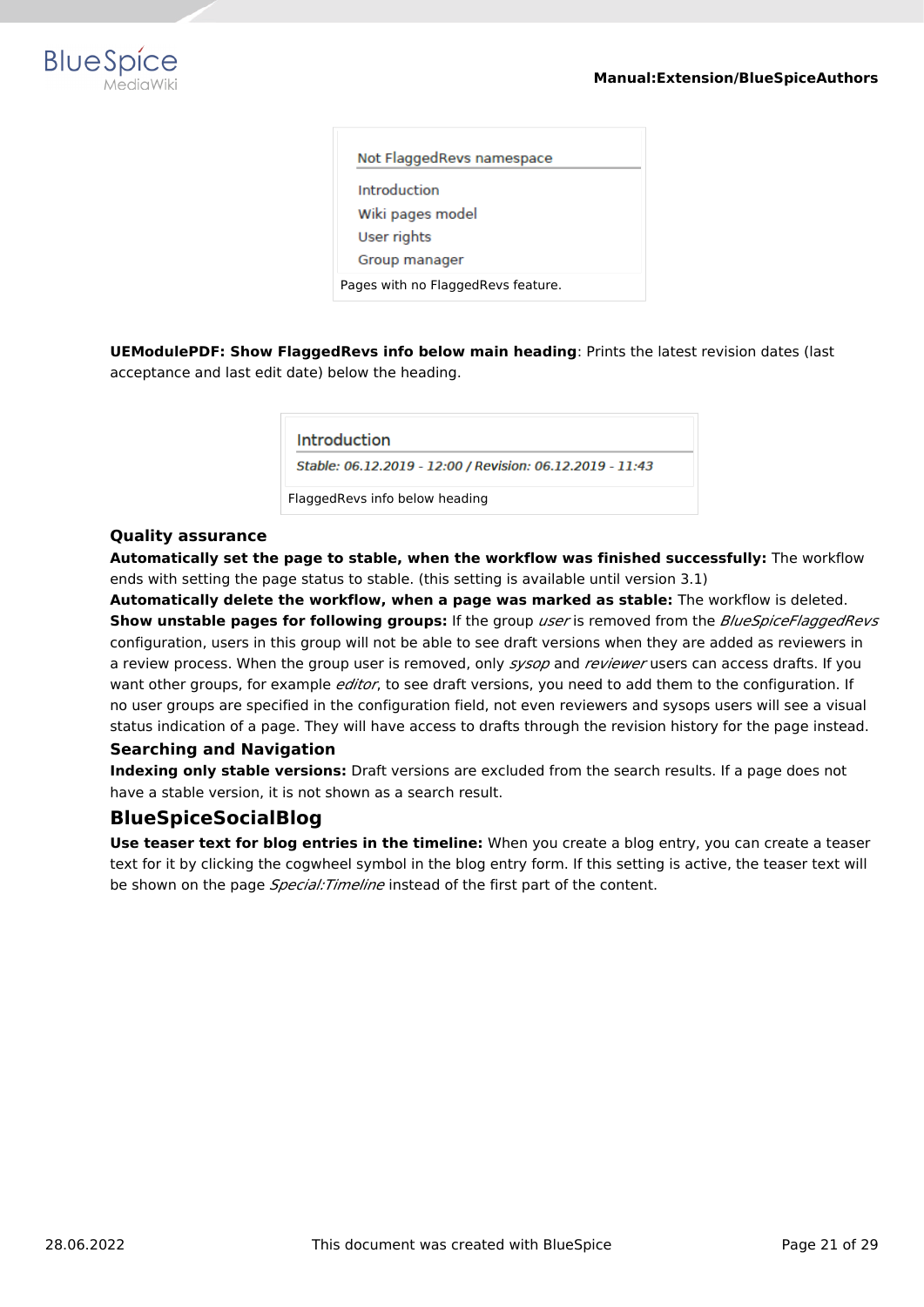Not FlaggedRevs namespace

Introduction

Wiki pages model

User rights

Group manager

Pages with no FlaggedRevs feature.

**UEModulePDF: Show FlaggedRevs info below main heading**: Prints the latest revision dates (last acceptance and last edit date) below the heading.

Introduction

*Stable: 06.12.2019 - 12:00 / Revision: 06.12.2019 - 11:43*

FlaggedRevs info below heading

### Quality assurance

**Automatically set the page to stable, when the workflow was finished successfully:** The workflow ends with setting the page status to stable. (this setting is available until version 3.1)

**Automatically delete the workflow, when a page was marked as stable:** The workflow is deleted.

**Show unstable pages for following groups:** If the group *user* is removed from the *BlueSpiceFlaggedRevs* configuration, users in this group will not be able to see draft versions when they are added as reviewers in a review process. When the group user is removed, only *sysop* and *reviewer* users can access drafts. If you want other groups, for example *editor*, to see draft versions, you need to add them to the configuration. If no user groups are specified in the configuration field, not even reviewers and sysops users will see a visual status indication of a page. They will have access to drafts through the revision history for the page instead.

### Searching and Navigation

**Indexing only stable versions:** Draft versions are excluded from the search results. If a page does not have a stable version, it is not shown as a search result.

## BlueSpiceSocialBlog

**Use teaser text for blog entries in the timeline:** When you create a blog entry, you can create a teaser text for it by clicking the cogwheel symbol in the blog entry form. If this setting is active, the teaser text will be shown on the page *Special:Timeline* instead of the first part of the content.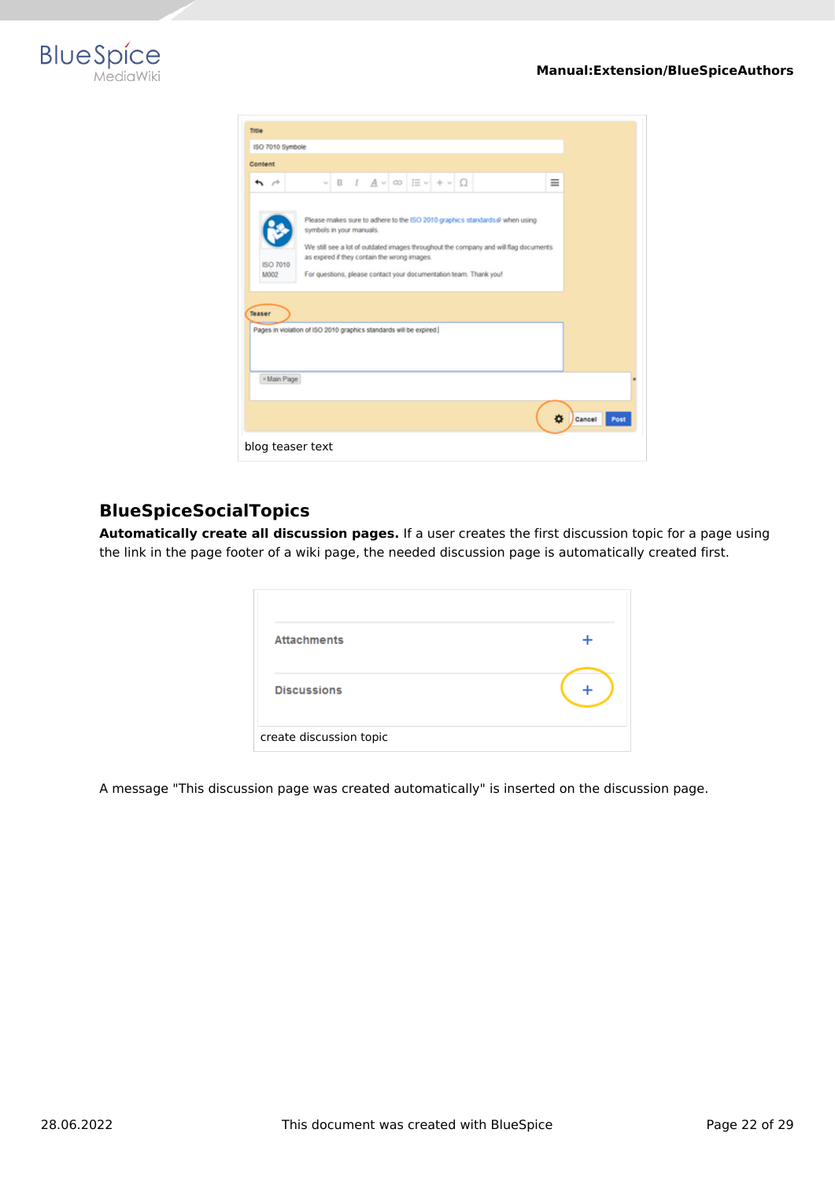blog teaser text

## BlueSpiceSocialTopics

**Automatically create all discussion pages.** If a user creates the first discussion topic for a page using the link in the page footer of a wiki page, the needed discussion page is automatically created first.

create discussion topic

A message "This discussion page was created automatically" is inserted on the discussion page.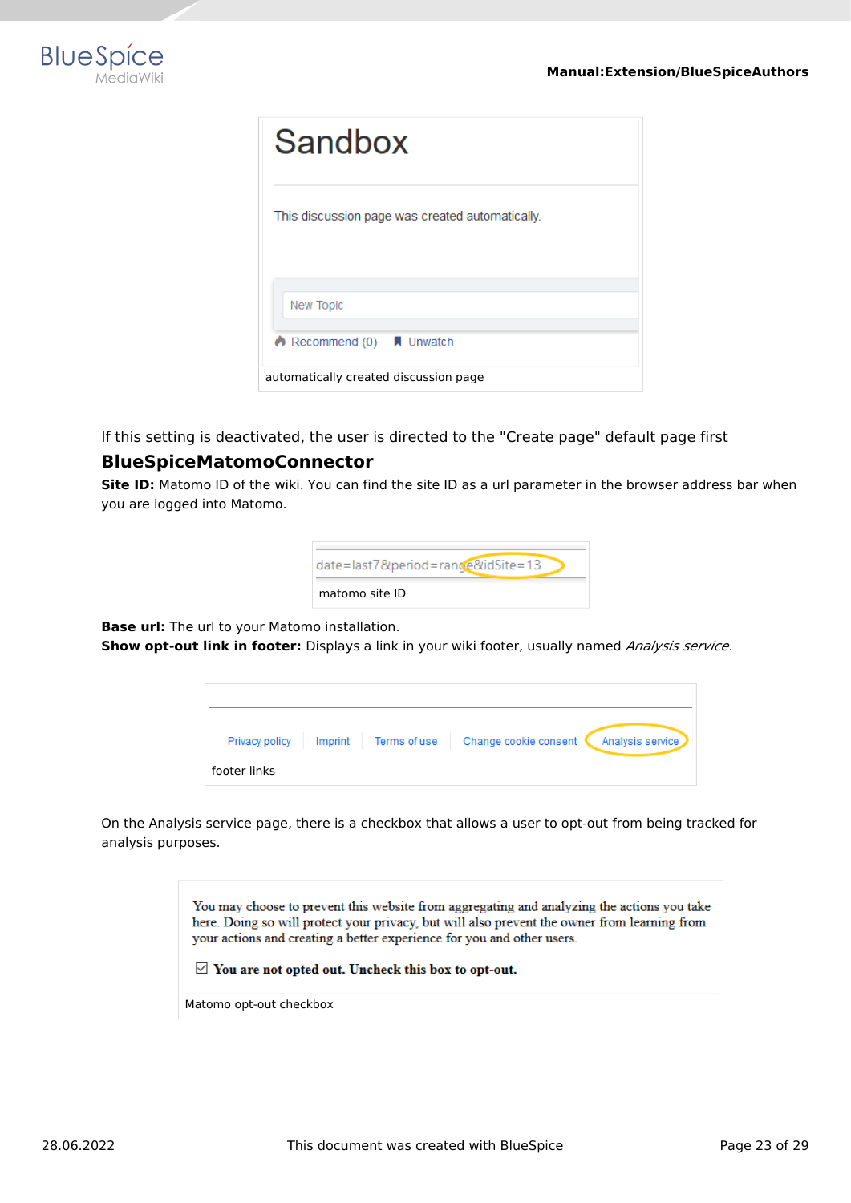Sandbox

This discussion page was created automatically.

New Topic

Recommend (0) Unwatch

automatically created discussion page

If this setting is deactivated, the user is directed to the "Create page" default page first

## BlueSpiceMatomoConnector

**Site ID:** Matomo ID of the wiki. You can find the site ID as a url parameter in the browser address bar when you are logged into Matomo.

date=last7&period=range&idSite=13

matomo site ID

**Base url:** The url to your Matomo installation.
**Show opt-out link in footer:** Displays a link in your wiki footer, usually named *Analysis service*.

Privacy policy | Imprint | Terms of use | Change cookie consent | Analysis service

footer links

On the Analysis service page, there is a checkbox that allows a user to opt-out from being tracked for analysis purposes.

You may choose to prevent this website from aggregating and analyzing the actions you take here. Doing so will protect your privacy, but will also prevent the owner from learning from your actions and creating a better experience for you and other users.

☑ **You are not opted out. Uncheck this box to opt-out.**

Matomo opt-out checkbox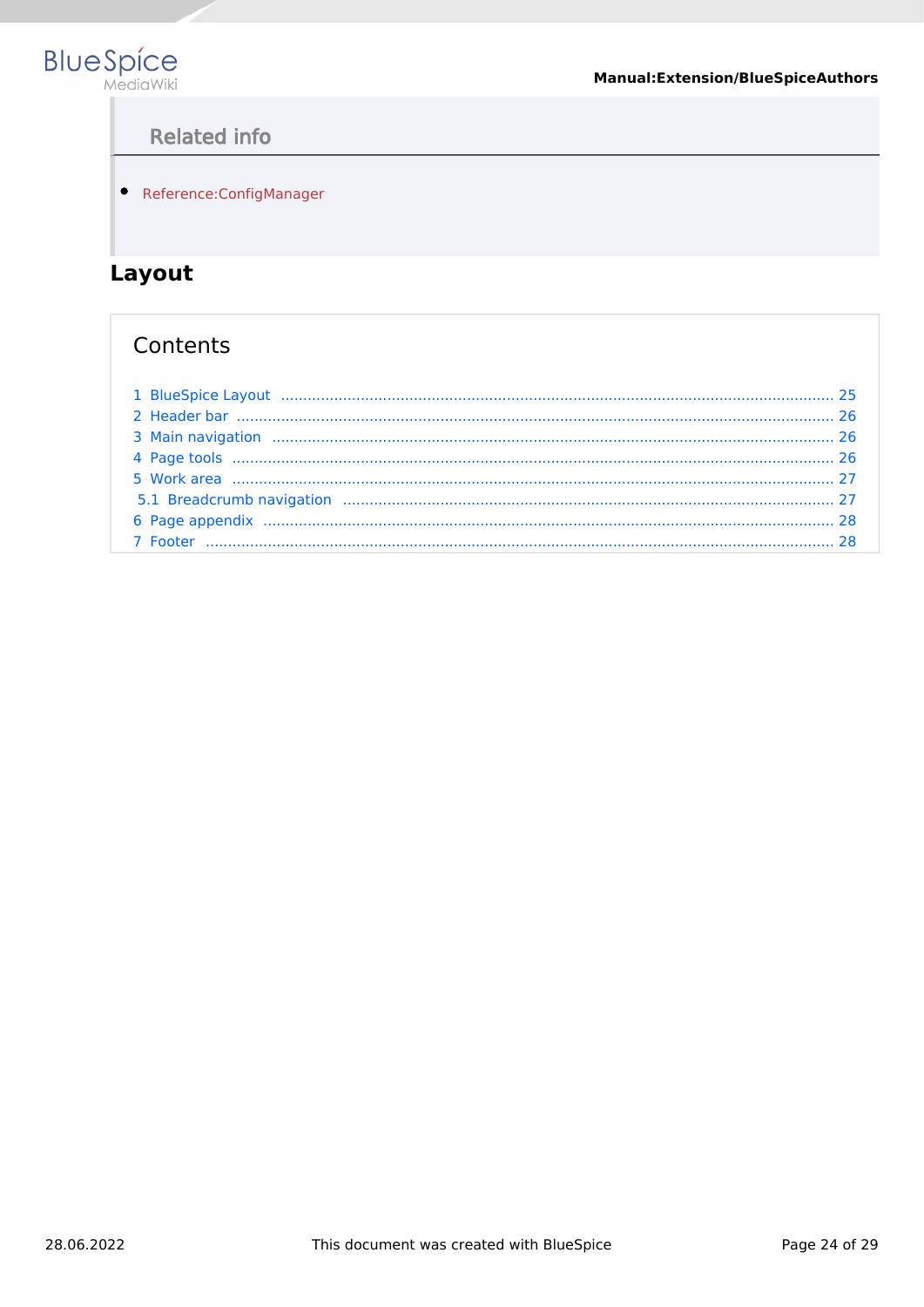## Related info

- Reference:ConfigManager

# Layout

## Contents

1 BlueSpice Layout ..... 25
2 Header bar ..... 26
3 Main navigation ..... 26
4 Page tools ..... 26
5 Work area ..... 27
5.1 Breadcrumb navigation ..... 27
6 Page appendix ..... 28
7 Footer ..... 28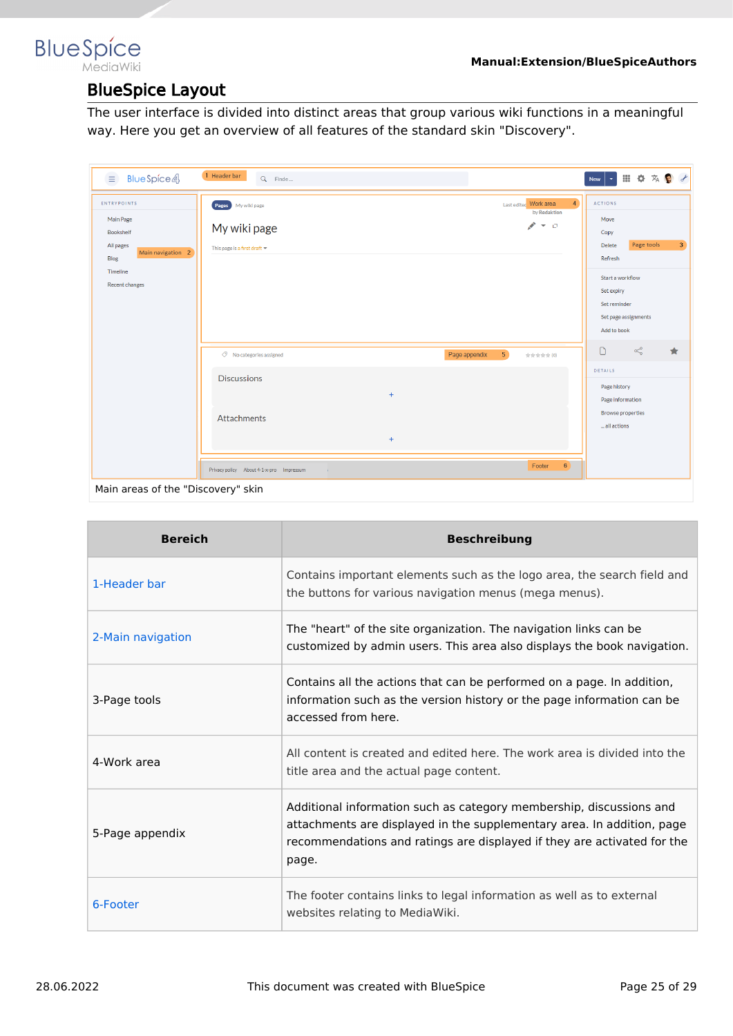## BlueSpice Layout

The user interface is divided into distinct areas that group various wiki functions in a meaningful way. Here you get an overview of all features of the standard skin "Discovery".

Main areas of the "Discovery" skin

| Bereich | Beschreibung |
|---|---|
| 1-Header bar | Contains important elements such as the logo area, the search field and the buttons for various navigation menus (mega menus). |
| 2-Main navigation | The "heart" of the site organization. The navigation links can be customized by admin users. This area also displays the book navigation. |
| 3-Page tools | Contains all the actions that can be performed on a page. In addition, information such as the version history or the page information can be accessed from here. |
| 4-Work area | All content is created and edited here. The work area is divided into the title area and the actual page content. |
| 5-Page appendix | Additional information such as category membership, discussions and attachments are displayed in the supplementary area. In addition, page recommendations and ratings are displayed if they are activated for the page. |
| 6-Footer | The footer contains links to legal information as well as to external websites relating to MediaWiki. |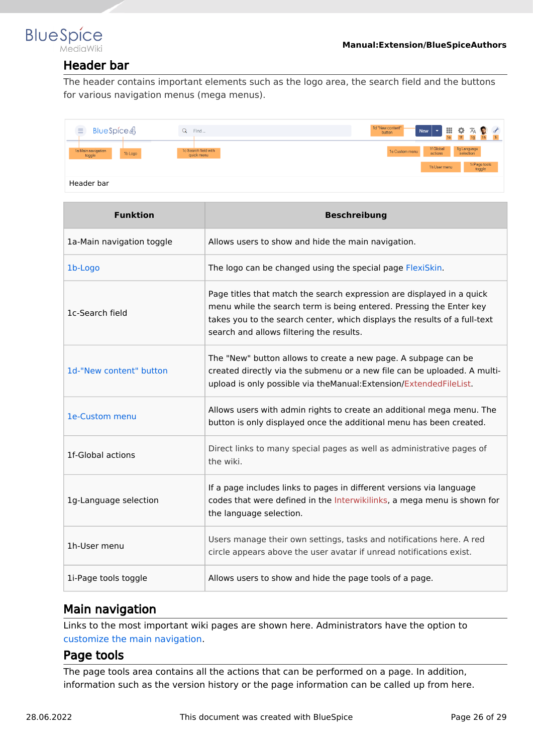## Header bar

The header contains important elements such as the logo area, the search field and the buttons for various navigation menus (mega menus).

Header bar

| Funktion | Beschreibung |
|---|---|
| 1a-Main navigation toggle | Allows users to show and hide the main navigation. |
| 1b-Logo | The logo can be changed using the special page FlexiSkin. |
| 1c-Search field | Page titles that match the search expression are displayed in a quick menu while the search term is being entered. Pressing the Enter key takes you to the search center, which displays the results of a full-text search and allows filtering the results. |
| 1d-"New content" button | The "New" button allows to create a new page. A subpage can be created directly via the submenu or a new file can be uploaded. A multi-upload is only possible via theManual:Extension/ExtendedFileList. |
| 1e-Custom menu | Allows users with admin rights to create an additional mega menu. The button is only displayed once the additional menu has been created. |
| 1f-Global actions | Direct links to many special pages as well as administrative pages of the wiki. |
| 1g-Language selection | If a page includes links to pages in different versions via language codes that were defined in the Interwikilinks, a mega menu is shown for the language selection. |
| 1h-User menu | Users manage their own settings, tasks and notifications here. A red circle appears above the user avatar if unread notifications exist. |
| 1i-Page tools toggle | Allows users to show and hide the page tools of a page. |

## Main navigation

Links to the most important wiki pages are shown here. Administrators have the option to customize the main navigation.

## Page tools

The page tools area contains all the actions that can be performed on a page. In addition, information such as the version history or the page information can be called up from here.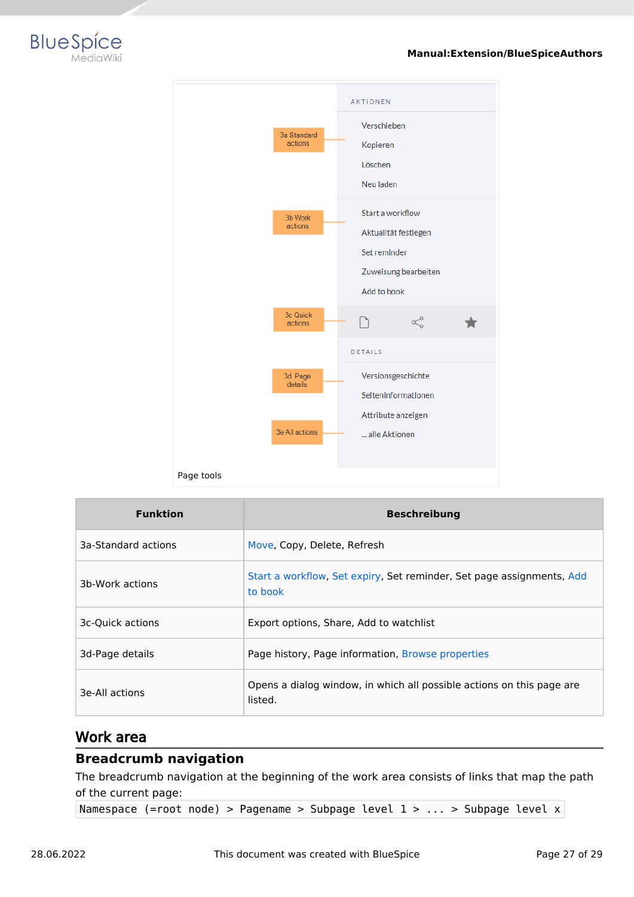Page tools

| Funktion | Beschreibung |
|---|---|
| 3a-Standard actions | Move, Copy, Delete, Refresh |
| 3b-Work actions | Start a workflow, Set expiry, Set reminder, Set page assignments, Add to book |
| 3c-Quick actions | Export options, Share, Add to watchlist |
| 3d-Page details | Page history, Page information, Browse properties |
| 3e-All actions | Opens a dialog window, in which all possible actions on this page are listed. |

## Work area

### Breadcrumb navigation

The breadcrumb navigation at the beginning of the work area consists of links that map the path of the current page:

```
Namespace (=root node) > Pagename > Subpage level 1 > ... > Subpage level x
```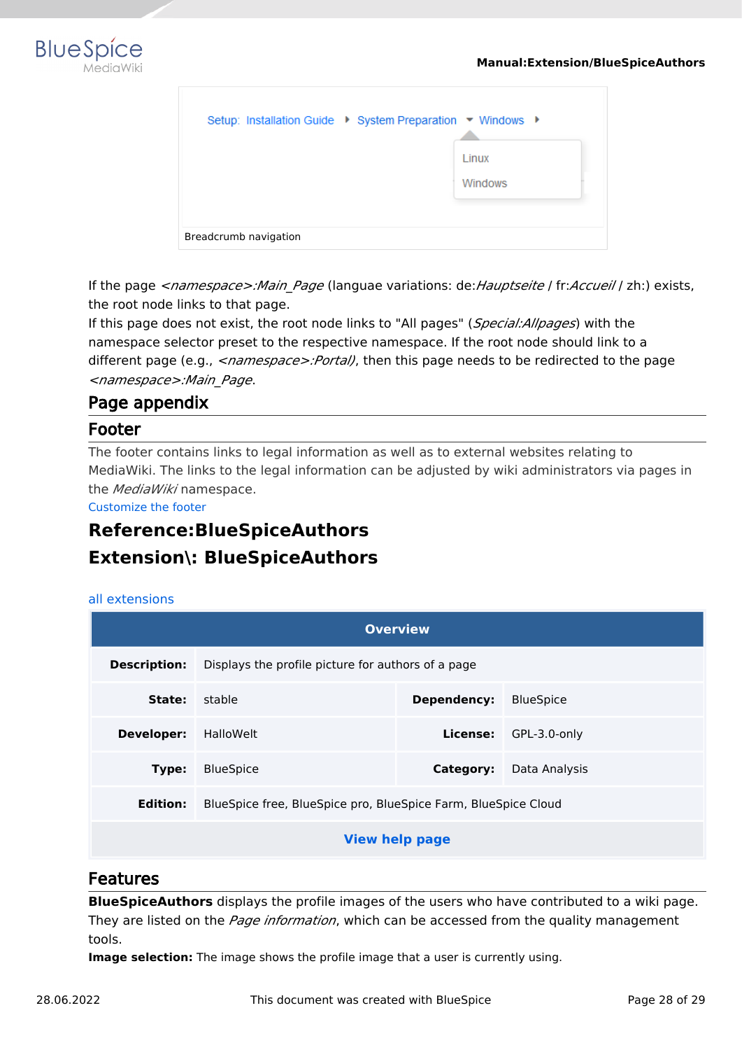Setup: Installation Guide ▸ System Preparation ▾ Windows ▸

Linux
Windows

Breadcrumb navigation

If the page *<namespace>:Main_Page* (languae variations: de:*Hauptseite* / fr:*Accueil* / zh:) exists, the root node links to that page.
If this page does not exist, the root node links to "All pages" (*Special:Allpages*) with the namespace selector preset to the respective namespace. If the root node should link to a different page (e.g., *<namespace>:Portal)*, then this page needs to be redirected to the page *<namespace>:Main_Page*.

## Page appendix

## Footer

The footer contains links to legal information as well as to external websites relating to MediaWiki. The links to the legal information can be adjusted by wiki administrators via pages in the *MediaWiki* namespace.
Customize the footer

# Reference:BlueSpiceAuthors

# Extension\: BlueSpiceAuthors

all extensions

| Overview | | | |
|---|---|---|---|
| **Description:** | Displays the profile picture for authors of a page | | |
| **State:** | stable | **Dependency:** | BlueSpice |
| **Developer:** | HalloWelt | **License:** | GPL-3.0-only |
| **Type:** | BlueSpice | **Category:** | Data Analysis |
| **Edition:** | BlueSpice free, BlueSpice pro, BlueSpice Farm, BlueSpice Cloud | | |
| **View help page** | | | |

## Features

**BlueSpiceAuthors** displays the profile images of the users who have contributed to a wiki page. They are listed on the *Page information*, which can be accessed from the quality management tools.
**Image selection:** The image shows the profile image that a user is currently using.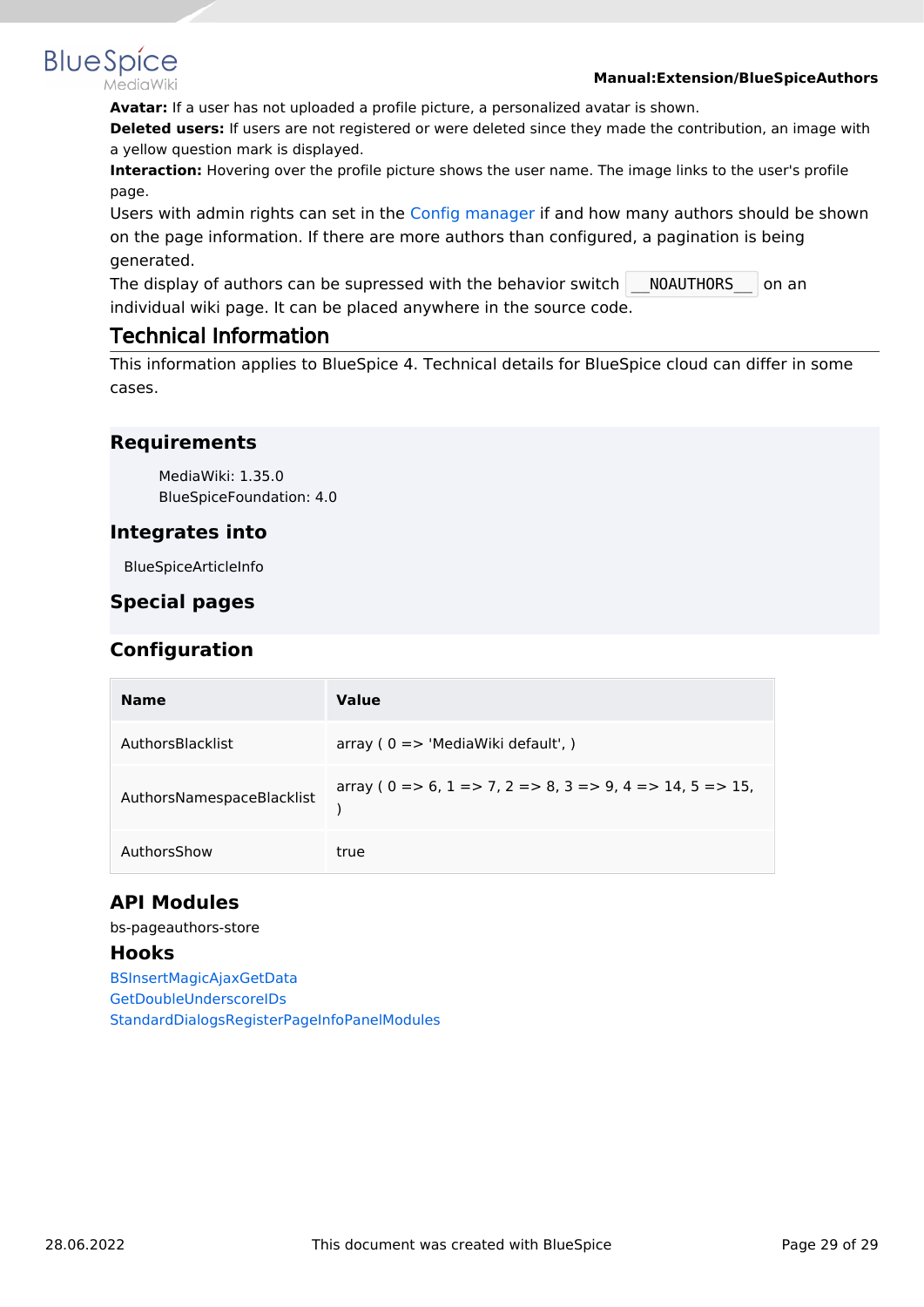**Avatar:** If a user has not uploaded a profile picture, a personalized avatar is shown.
**Deleted users:** If users are not registered or were deleted since they made the contribution, an image with a yellow question mark is displayed.
**Interaction:** Hovering over the profile picture shows the user name. The image links to the user's profile page.

Users with admin rights can set in the Config manager if and how many authors should be shown on the page information. If there are more authors than configured, a pagination is being generated.

The display of authors can be supressed with the behavior switch `__NOAUTHORS__` on an individual wiki page. It can be placed anywhere in the source code.

## Technical Information

This information applies to BlueSpice 4. Technical details for BlueSpice cloud can differ in some cases.

### Requirements

MediaWiki: 1.35.0
BlueSpiceFoundation: 4.0

### Integrates into

BlueSpiceArticleInfo

### Special pages

### Configuration

| Name | Value |
|---|---|
| AuthorsBlacklist | array ( 0 => 'MediaWiki default', ) |
| AuthorsNamespaceBlacklist | array ( 0 => 6, 1 => 7, 2 => 8, 3 => 9, 4 => 14, 5 => 15, ) |
| AuthorsShow | true |

### API Modules

bs-pageauthors-store

### Hooks

BSInsertMagicAjaxGetData
GetDoubleUnderscoreIDs
StandardDialogsRegisterPageInfoPanelModules